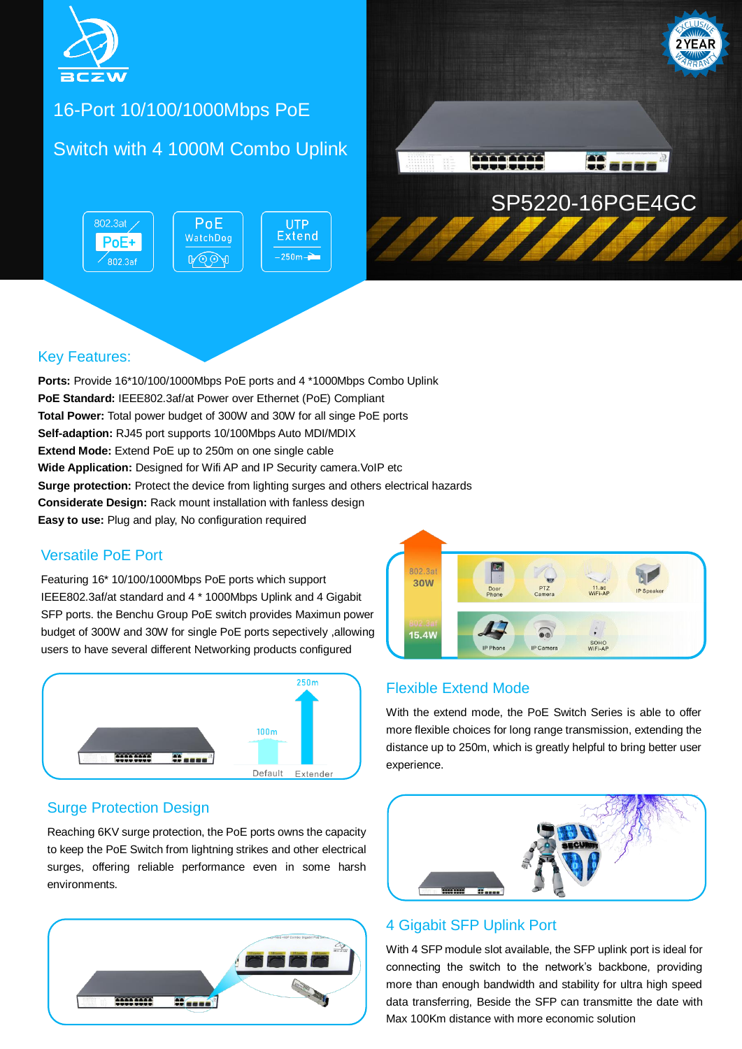BCZW

# 16-Port 10/100/1000Mbps PoE Switch with 4 1000M Combo Uplink

SP5220-16PGE4GC

## Key Features:

**Ports:** Provide 16*10/100/1000Mbps PoE ports and 4 *1000Mbps Combo Uplink
**PoE Standard:** IEEE802.3af/at Power over Ethernet (PoE) Compliant
**Total Power:** Total power budget of 300W and 30W for all singe PoE ports
**Self-adaption:** RJ45 port supports 10/100Mbps Auto MDI/MDIX
**Extend Mode:** Extend PoE up to 250m on one single cable
**Wide Application:** Designed for Wifi AP and IP Security camera.VoIP etc
**Surge protection:** Protect the device from lighting surges and others electrical hazards
**Considerate Design:** Rack mount installation with fanless design
**Easy to use:** Plug and play, No configuration required

## Versatile PoE Port

Featuring 16* 10/100/1000Mbps PoE ports which support IEEE802.3af/at standard and 4 * 1000Mbps Uplink and 4 Gigabit SFP ports. the Benchu Group PoE switch provides Maximun power budget of 300W and 30W for single PoE ports sepectively ,allowing users to have several different Networking products configured

## Flexible Extend Mode

With the extend mode, the PoE Switch Series is able to offer more flexible choices for long range transmission, extending the distance up to 250m, which is greatly helpful to bring better user experience.

## Surge Protection Design

Reaching 6KV surge protection, the PoE ports owns the capacity to keep the PoE Switch from lightning strikes and other electrical surges, offering reliable performance even in some harsh environments.

## 4 Gigabit SFP Uplink Port

With 4 SFP module slot available, the SFP uplink port is ideal for connecting the switch to the network's backbone, providing more than enough bandwidth and stability for ultra high speed data transferring, Beside the SFP can transmitte the date with Max 100Km distance with more economic solution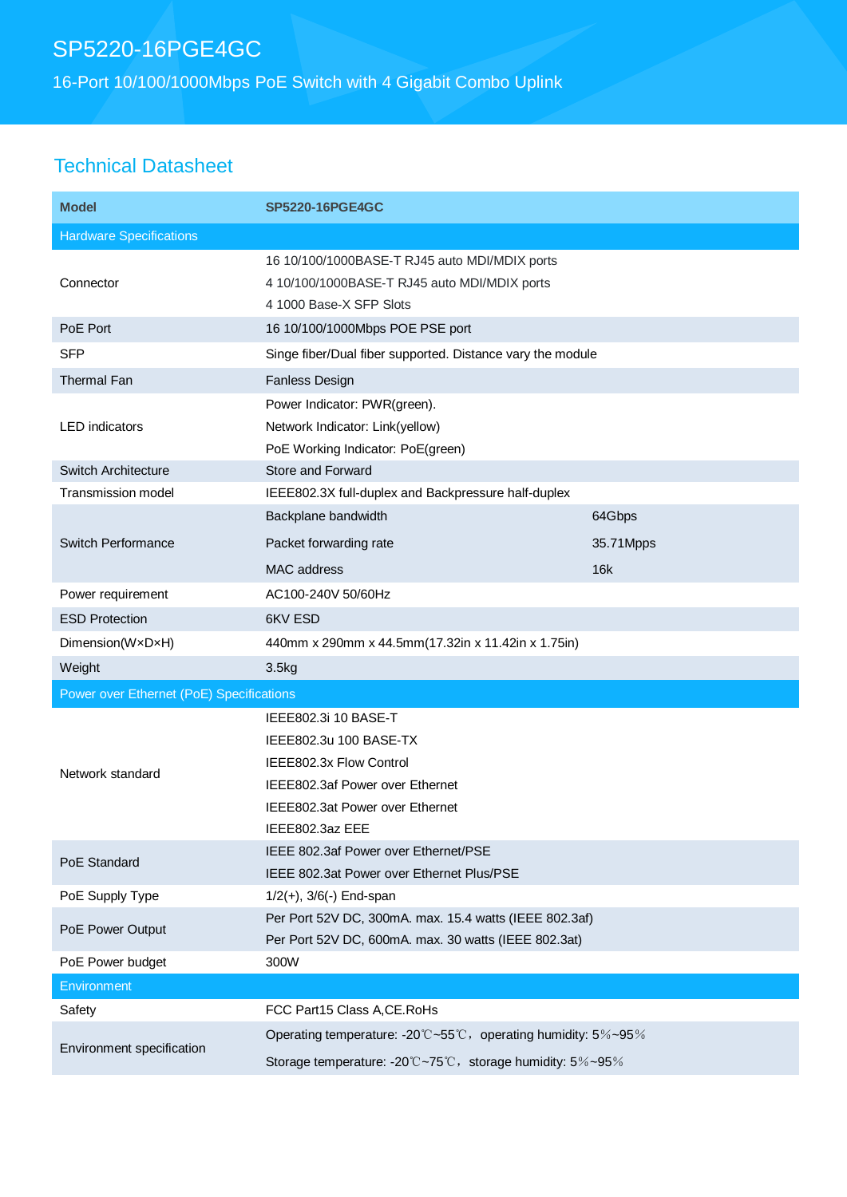# SP5220-16PGE4GC

16-Port 10/100/1000Mbps PoE Switch with 4 Gigabit Combo Uplink

## Technical Datasheet

| Model | SP5220-16PGE4GC | |
|---|---|---|
| **Hardware Specifications** | | |
| Connector | 16 10/100/1000BASE-T RJ45 auto MDI/MDIX ports<br>4 10/100/1000BASE-T RJ45 auto MDI/MDIX ports<br>4 1000 Base-X SFP Slots | |
| PoE Port | 16 10/100/1000Mbps POE PSE port | |
| SFP | Singe fiber/Dual fiber supported. Distance vary the module | |
| Thermal Fan | Fanless Design | |
| LED indicators | Power Indicator: PWR(green).<br>Network Indicator: Link(yellow)<br>PoE Working Indicator: PoE(green) | |
| Switch Architecture | Store and Forward | |
| Transmission model | IEEE802.3X full-duplex and Backpressure half-duplex | |
| Switch Performance | Backplane bandwidth | 64Gbps |
| | Packet forwarding rate | 35.71Mpps |
| | MAC address | 16k |
| Power requirement | AC100-240V 50/60Hz | |
| ESD Protection | 6KV ESD | |
| Dimension(W×D×H) | 440mm x 290mm x 44.5mm(17.32in x 11.42in x 1.75in) | |
| Weight | 3.5kg | |
| **Power over Ethernet (PoE) Specifications** | | |
| Network standard | IEEE802.3i 10 BASE-T<br>IEEE802.3u 100 BASE-TX<br>IEEE802.3x Flow Control<br>IEEE802.3af Power over Ethernet<br>IEEE802.3at Power over Ethernet<br>IEEE802.3az EEE | |
| PoE Standard | IEEE 802.3af Power over Ethernet/PSE<br>IEEE 802.3at Power over Ethernet Plus/PSE | |
| PoE Supply Type | 1/2(+), 3/6(-) End-span | |
| PoE Power Output | Per Port 52V DC, 300mA. max. 15.4 watts (IEEE 802.3af)<br>Per Port 52V DC, 600mA. max. 30 watts (IEEE 802.3at) | |
| PoE Power budget | 300W | |
| **Environment** | | |
| Safety | FCC Part15 Class A,CE.RoHs | |
| Environment specification | Operating temperature: -20℃~55℃，operating humidity: 5%~95%<br>Storage temperature: -20℃~75℃，storage humidity: 5%~95% | |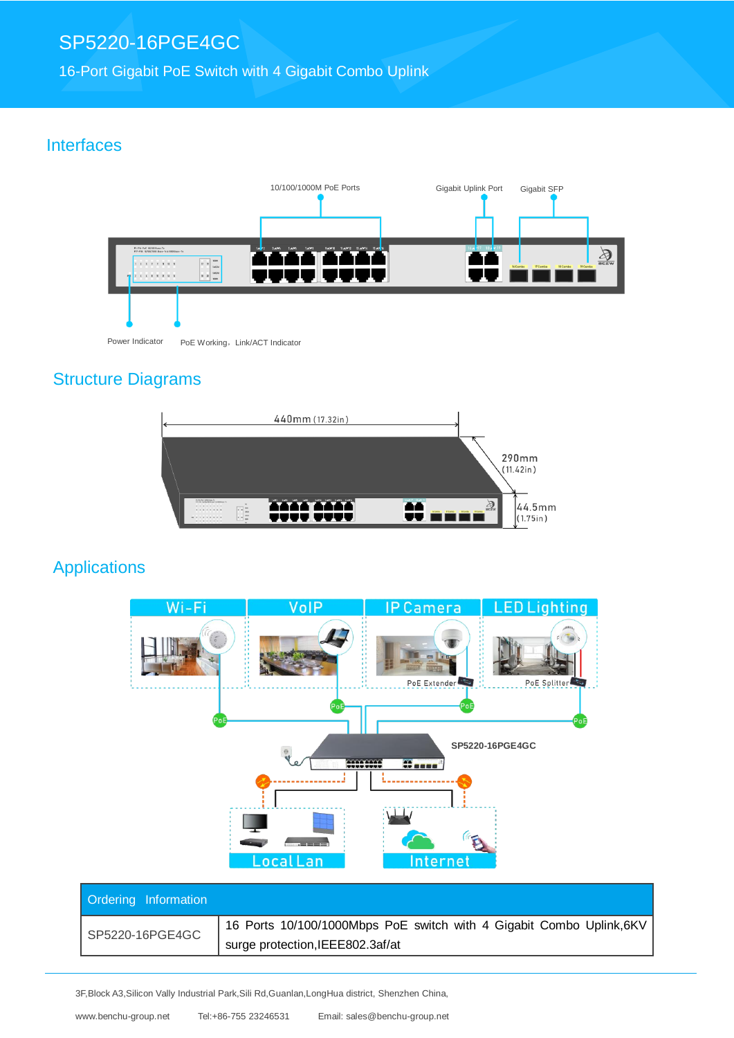# SP5220-16PGE4GC

16-Port Gigabit PoE Switch with 4 Gigabit Combo Uplink

## Interfaces

10/100/1000M PoE Ports

Gigabit Uplink Port

Gigabit SFP

Power Indicator

PoE Working，Link/ACT Indicator

## Structure Diagrams

440mm (17.32in)

290mm (11.42in)

44.5mm (1.75in)

## Applications

Wi-Fi

VoIP

IP Camera

LED Lighting

PoE Extender

PoE Splitter

PoE

SP5220-16PGE4GC

Local Lan

Internet

| Ordering Information | |
|---|---|
| SP5220-16PGE4GC | 16 Ports 10/100/1000Mbps PoE switch with 4 Gigabit Combo Uplink,6KV surge protection,IEEE802.3af/at |

3F,Block A3,Silicon Vally Industrial Park,Sili Rd,Guanlan,LongHua district, Shenzhen China,

www.benchu-group.net Tel:+86-755 23246531 Email: sales@benchu-group.net